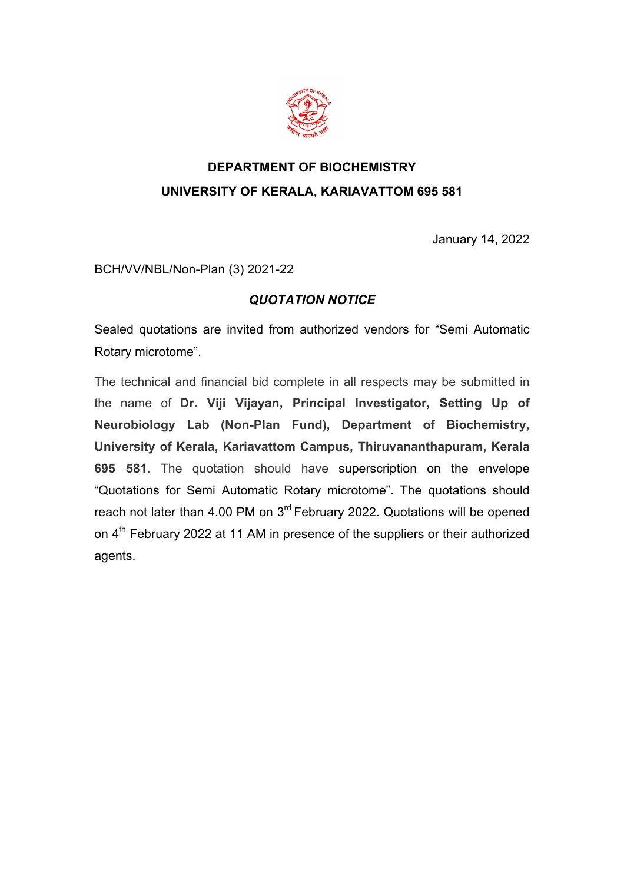# DEPARTMENT OF BIOCHEMISTRY

## UNIVERSITY OF KERALA, KARIAVATTOM 695 581

January 14, 2022

BCH/VV/NBL/Non-Plan (3) 2021-22

***QUOTATION NOTICE***

Sealed quotations are invited from authorized vendors for "Semi Automatic Rotary microtome".

The technical and financial bid complete in all respects may be submitted in the name of **Dr. Viji Vijayan, Principal Investigator, Setting Up of Neurobiology Lab (Non-Plan Fund), Department of Biochemistry, University of Kerala, Kariavattom Campus, Thiruvananthapuram, Kerala 695 581**. The quotation should have superscription on the envelope "Quotations for Semi Automatic Rotary microtome". The quotations should reach not later than 4.00 PM on 3rd February 2022. Quotations will be opened on 4th February 2022 at 11 AM in presence of the suppliers or their authorized agents.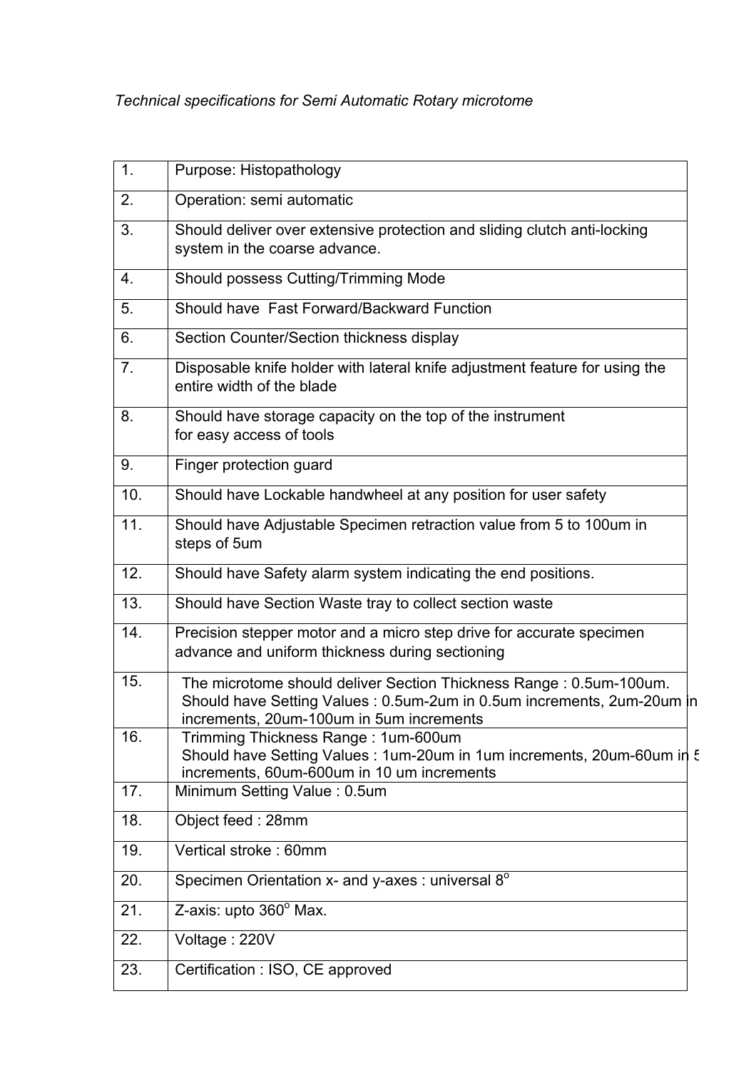*Technical specifications for Semi Automatic Rotary microtome*

| | |
|---|---|
| 1. | Purpose: Histopathology |
| 2. | Operation: semi automatic |
| 3. | Should deliver over extensive protection and sliding clutch anti-locking system in the coarse advance. |
| 4. | Should possess Cutting/Trimming Mode |
| 5. | Should have Fast Forward/Backward Function |
| 6. | Section Counter/Section thickness display |
| 7. | Disposable knife holder with lateral knife adjustment feature for using the entire width of the blade |
| 8. | Should have storage capacity on the top of the instrument for easy access of tools |
| 9. | Finger protection guard |
| 10. | Should have Lockable handwheel at any position for user safety |
| 11. | Should have Adjustable Specimen retraction value from 5 to 100um in steps of 5um |
| 12. | Should have Safety alarm system indicating the end positions. |
| 13. | Should have Section Waste tray to collect section waste |
| 14. | Precision stepper motor and a micro step drive for accurate specimen advance and uniform thickness during sectioning |
| 15. | The microtome should deliver Section Thickness Range : 0.5um-100um. Should have Setting Values : 0.5um-2um in 0.5um increments, 2um-20um in increments, 20um-100um in 5um increments |
| 16. | Trimming Thickness Range : 1um-600um Should have Setting Values : 1um-20um in 1um increments, 20um-60um in 5 increments, 60um-600um in 10 um increments |
| 17. | Minimum Setting Value : 0.5um |
| 18. | Object feed : 28mm |
| 19. | Vertical stroke : 60mm |
| 20. | Specimen Orientation x- and y-axes : universal 8$^{o}$ |
| 21. | Z-axis: upto 360$^{o}$ Max. |
| 22. | Voltage : 220V |
| 23. | Certification : ISO, CE approved |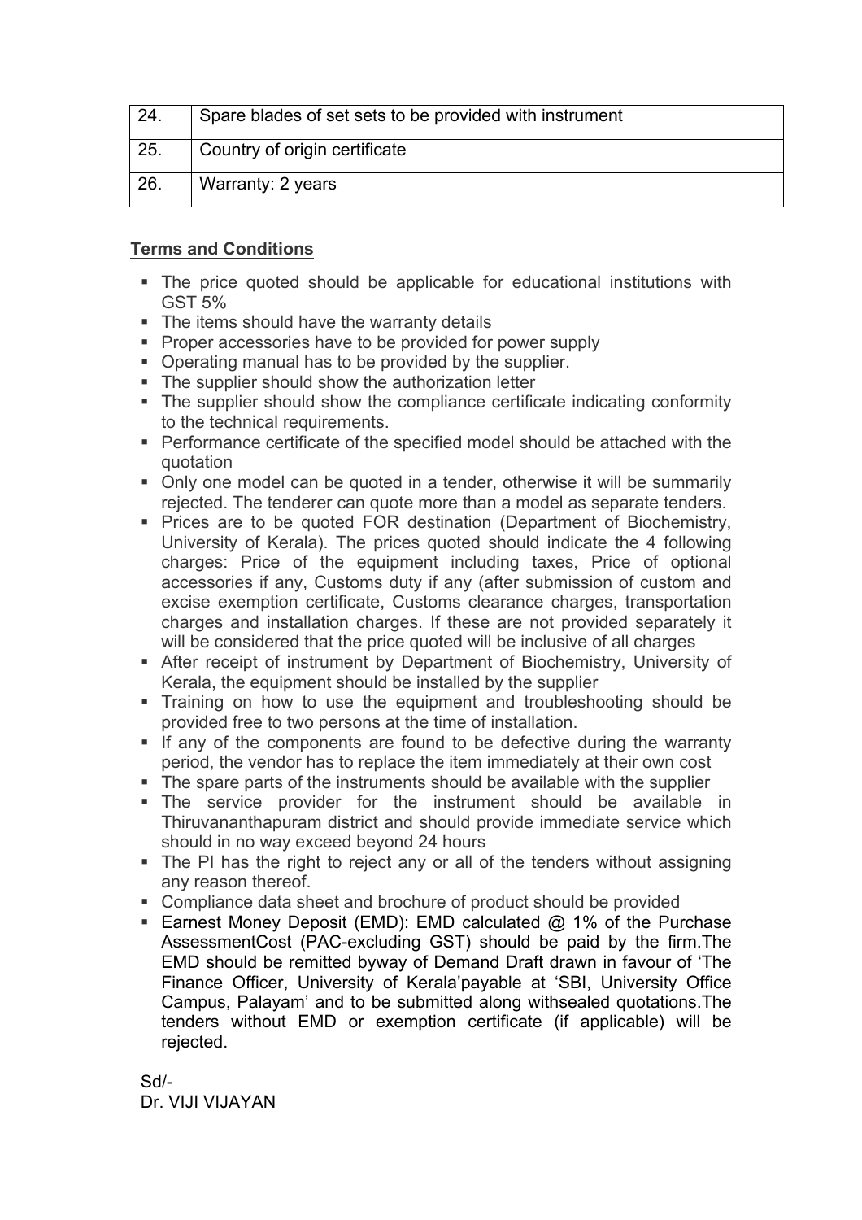| | |
|---|---|
| 24. | Spare blades of set sets to be provided with instrument |
| 25. | Country of origin certificate |
| 26. | Warranty: 2 years |

**Terms and Conditions**

- The price quoted should be applicable for educational institutions with GST 5%
- The items should have the warranty details
- Proper accessories have to be provided for power supply
- Operating manual has to be provided by the supplier.
- The supplier should show the authorization letter
- The supplier should show the compliance certificate indicating conformity to the technical requirements.
- Performance certificate of the specified model should be attached with the quotation
- Only one model can be quoted in a tender, otherwise it will be summarily rejected. The tenderer can quote more than a model as separate tenders.
- Prices are to be quoted FOR destination (Department of Biochemistry, University of Kerala). The prices quoted should indicate the 4 following charges: Price of the equipment including taxes, Price of optional accessories if any, Customs duty if any (after submission of custom and excise exemption certificate, Customs clearance charges, transportation charges and installation charges. If these are not provided separately it will be considered that the price quoted will be inclusive of all charges
- After receipt of instrument by Department of Biochemistry, University of Kerala, the equipment should be installed by the supplier
- Training on how to use the equipment and troubleshooting should be provided free to two persons at the time of installation.
- If any of the components are found to be defective during the warranty period, the vendor has to replace the item immediately at their own cost
- The spare parts of the instruments should be available with the supplier
- The service provider for the instrument should be available in Thiruvananthapuram district and should provide immediate service which should in no way exceed beyond 24 hours
- The PI has the right to reject any or all of the tenders without assigning any reason thereof.
- Compliance data sheet and brochure of product should be provided
- Earnest Money Deposit (EMD): EMD calculated @ 1% of the Purchase AssessmentCost (PAC-excluding GST) should be paid by the firm.The EMD should be remitted byway of Demand Draft drawn in favour of 'The Finance Officer, University of Kerala'payable at 'SBI, University Office Campus, Palayam' and to be submitted along withsealed quotations.The tenders without EMD or exemption certificate (if applicable) will be rejected.

Sd/-
Dr. VIJI VIJAYAN